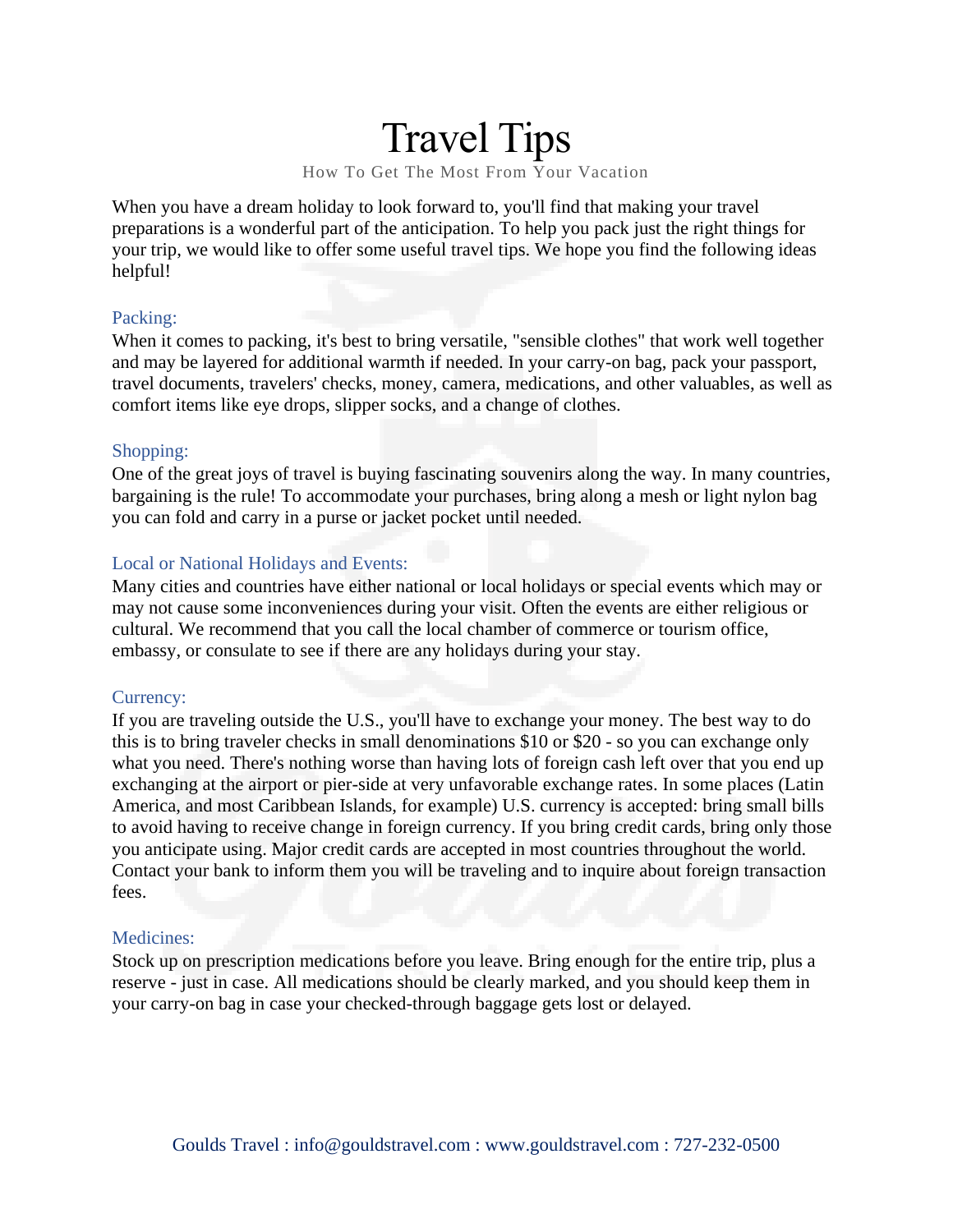# Travel Tips

How To Get The Most From Your Vacation

When you have a dream holiday to look forward to, you'll find that making your travel preparations is a wonderful part of the anticipation. To help you pack just the right things for your trip, we would like to offer some useful travel tips. We hope you find the following ideas helpful!

## Packing:

When it comes to packing, it's best to bring versatile, "sensible clothes" that work well together and may be layered for additional warmth if needed. In your carry-on bag, pack your passport, travel documents, travelers' checks, money, camera, medications, and other valuables, as well as comfort items like eye drops, slipper socks, and a change of clothes.

## Shopping:

One of the great joys of travel is buying fascinating souvenirs along the way. In many countries, bargaining is the rule! To accommodate your purchases, bring along a mesh or light nylon bag you can fold and carry in a purse or jacket pocket until needed.

## Local or National Holidays and Events:

Many cities and countries have either national or local holidays or special events which may or may not cause some inconveniences during your visit. Often the events are either religious or cultural. We recommend that you call the local chamber of commerce or tourism office, embassy, or consulate to see if there are any holidays during your stay.

## Currency:

If you are traveling outside the U.S., you'll have to exchange your money. The best way to do this is to bring traveler checks in small denominations $10 or $20 - so you can exchange only what you need. There's nothing worse than having lots of foreign cash left over that you end up exchanging at the airport or pier-side at very unfavorable exchange rates. In some places (Latin America, and most Caribbean Islands, for example) U.S. currency is accepted: bring small bills to avoid having to receive change in foreign currency. If you bring credit cards, bring only those you anticipate using. Major credit cards are accepted in most countries throughout the world. Contact your bank to inform them you will be traveling and to inquire about foreign transaction fees.

## Medicines:

Stock up on prescription medications before you leave. Bring enough for the entire trip, plus a reserve - just in case. All medications should be clearly marked, and you should keep them in your carry-on bag in case your checked-through baggage gets lost or delayed.

Goulds Travel : info@gouldstravel.com : www.gouldstravel.com : 727-232-0500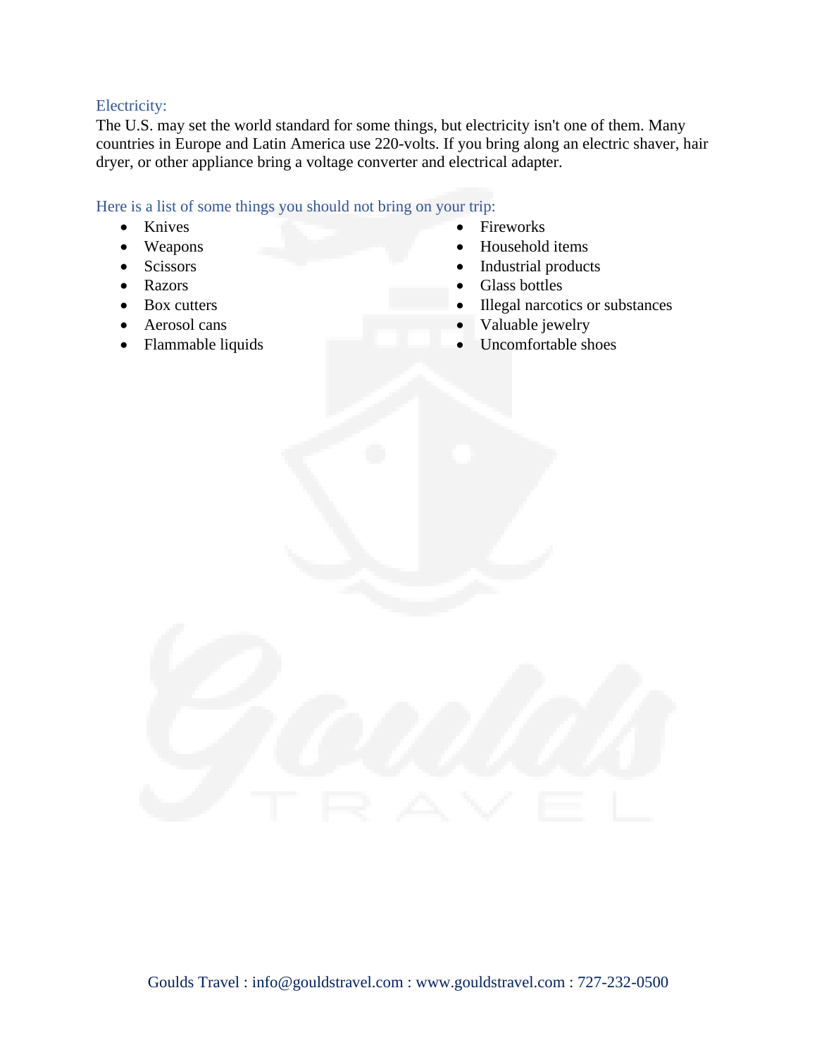## Electricity:

The U.S. may set the world standard for some things, but electricity isn't one of them. Many countries in Europe and Latin America use 220-volts. If you bring along an electric shaver, hair dryer, or other appliance bring a voltage converter and electrical adapter.

## Here is a list of some things you should not bring on your trip:

- Knives
- Weapons
- Scissors
- Razors
- Box cutters
- Aerosol cans
- Flammable liquids
- Fireworks
- Household items
- Industrial products
- Glass bottles
- Illegal narcotics or substances
- Valuable jewelry
- Uncomfortable shoes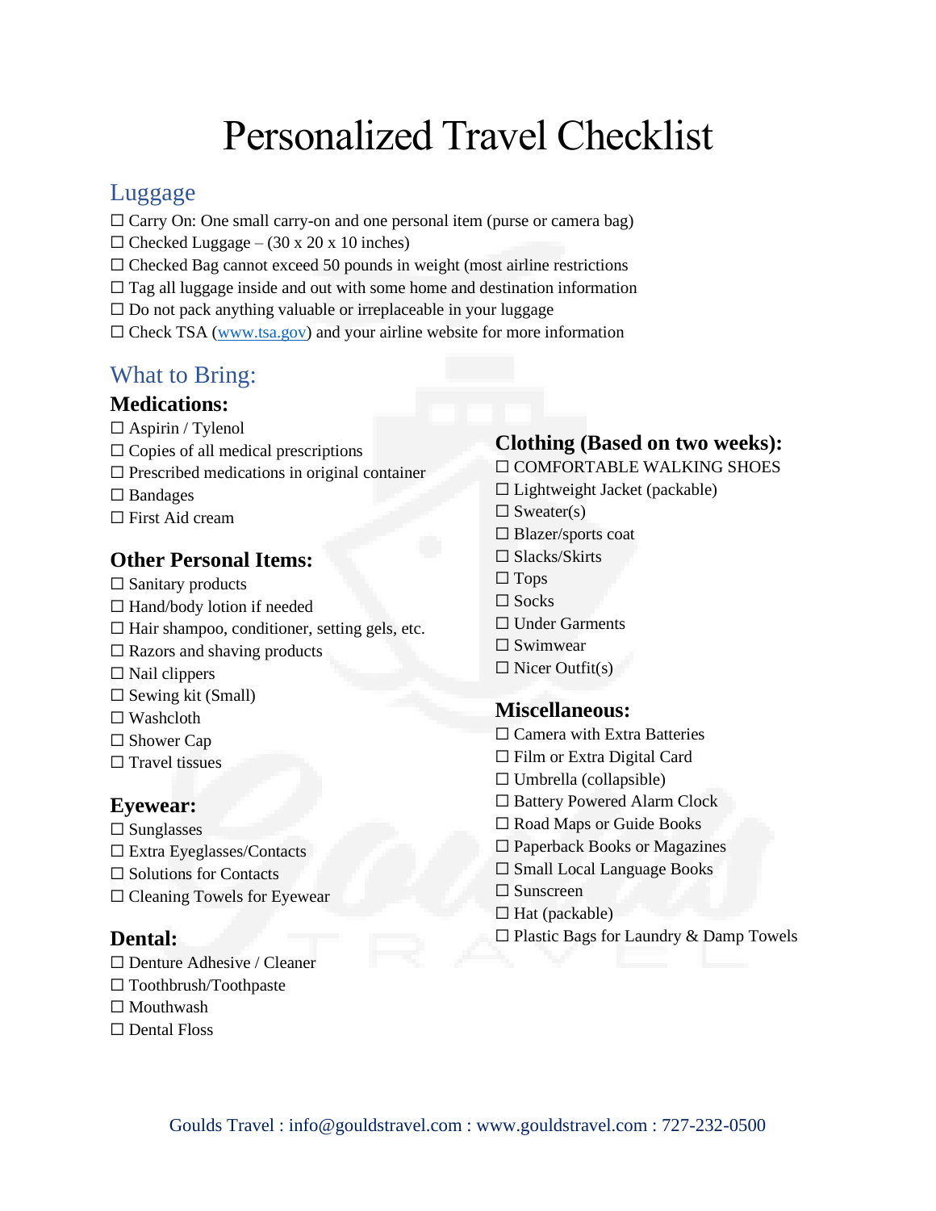# Personalized Travel Checklist

## Luggage

☐ Carry On: One small carry-on and one personal item (purse or camera bag)
☐ Checked Luggage – (30 x 20 x 10 inches)
☐ Checked Bag cannot exceed 50 pounds in weight (most airline restrictions
☐ Tag all luggage inside and out with some home and destination information
☐ Do not pack anything valuable or irreplaceable in your luggage
☐ Check TSA (www.tsa.gov) and your airline website for more information

## What to Bring:

### Medications:

☐ Aspirin / Tylenol
☐ Copies of all medical prescriptions
☐ Prescribed medications in original container
☐ Bandages
☐ First Aid cream

### Other Personal Items:

☐ Sanitary products
☐ Hand/body lotion if needed
☐ Hair shampoo, conditioner, setting gels, etc.
☐ Razors and shaving products
☐ Nail clippers
☐ Sewing kit (Small)
☐ Washcloth
☐ Shower Cap
☐ Travel tissues

### Eyewear:

☐ Sunglasses
☐ Extra Eyeglasses/Contacts
☐ Solutions for Contacts
☐ Cleaning Towels for Eyewear

### Dental:

☐ Denture Adhesive / Cleaner
☐ Toothbrush/Toothpaste
☐ Mouthwash
☐ Dental Floss

### Clothing (Based on two weeks):

☐ COMFORTABLE WALKING SHOES
☐ Lightweight Jacket (packable)
☐ Sweater(s)
☐ Blazer/sports coat
☐ Slacks/Skirts
☐ Tops
☐ Socks
☐ Under Garments
☐ Swimwear
☐ Nicer Outfit(s)

### Miscellaneous:

☐ Camera with Extra Batteries
☐ Film or Extra Digital Card
☐ Umbrella (collapsible)
☐ Battery Powered Alarm Clock
☐ Road Maps or Guide Books
☐ Paperback Books or Magazines
☐ Small Local Language Books
☐ Sunscreen
☐ Hat (packable)
☐ Plastic Bags for Laundry & Damp Towels

Goulds Travel : info@gouldstravel.com : www.gouldstravel.com : 727-232-0500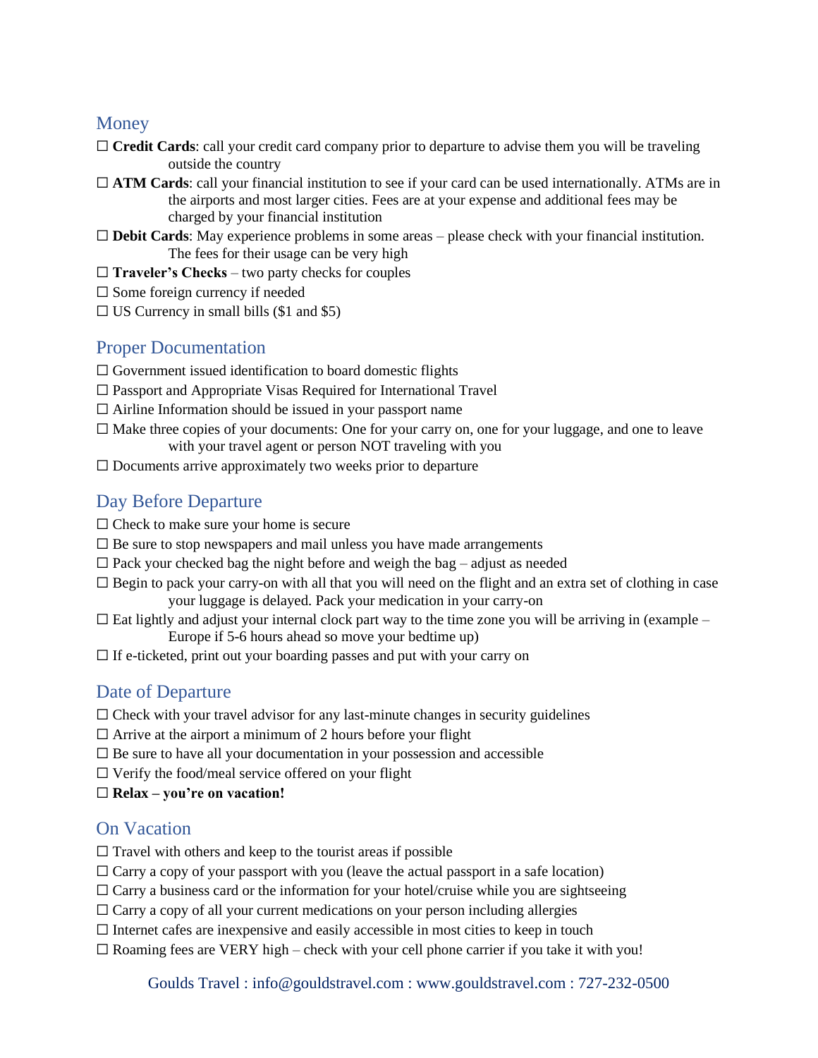## Money

☐ **Credit Cards**: call your credit card company prior to departure to advise them you will be traveling outside the country

☐ **ATM Cards**: call your financial institution to see if your card can be used internationally. ATMs are in the airports and most larger cities. Fees are at your expense and additional fees may be charged by your financial institution

☐ **Debit Cards**: May experience problems in some areas – please check with your financial institution. The fees for their usage can be very high

☐ **Traveler's Checks** – two party checks for couples

☐ Some foreign currency if needed

☐ US Currency in small bills ($1 and $5)

## Proper Documentation

☐ Government issued identification to board domestic flights

☐ Passport and Appropriate Visas Required for International Travel

☐ Airline Information should be issued in your passport name

☐ Make three copies of your documents: One for your carry on, one for your luggage, and one to leave with your travel agent or person NOT traveling with you

☐ Documents arrive approximately two weeks prior to departure

## Day Before Departure

☐ Check to make sure your home is secure

☐ Be sure to stop newspapers and mail unless you have made arrangements

☐ Pack your checked bag the night before and weigh the bag – adjust as needed

☐ Begin to pack your carry-on with all that you will need on the flight and an extra set of clothing in case your luggage is delayed. Pack your medication in your carry-on

☐ Eat lightly and adjust your internal clock part way to the time zone you will be arriving in (example – Europe if 5-6 hours ahead so move your bedtime up)

☐ If e-ticketed, print out your boarding passes and put with your carry on

## Date of Departure

☐ Check with your travel advisor for any last-minute changes in security guidelines

☐ Arrive at the airport a minimum of 2 hours before your flight

☐ Be sure to have all your documentation in your possession and accessible

☐ Verify the food/meal service offered on your flight

☐ **Relax – you're on vacation!**

## On Vacation

☐ Travel with others and keep to the tourist areas if possible

☐ Carry a copy of your passport with you (leave the actual passport in a safe location)

☐ Carry a business card or the information for your hotel/cruise while you are sightseeing

☐ Carry a copy of all your current medications on your person including allergies

☐ Internet cafes are inexpensive and easily accessible in most cities to keep in touch

☐ Roaming fees are VERY high – check with your cell phone carrier if you take it with you!

Goulds Travel : info@gouldstravel.com : www.gouldstravel.com : 727-232-0500